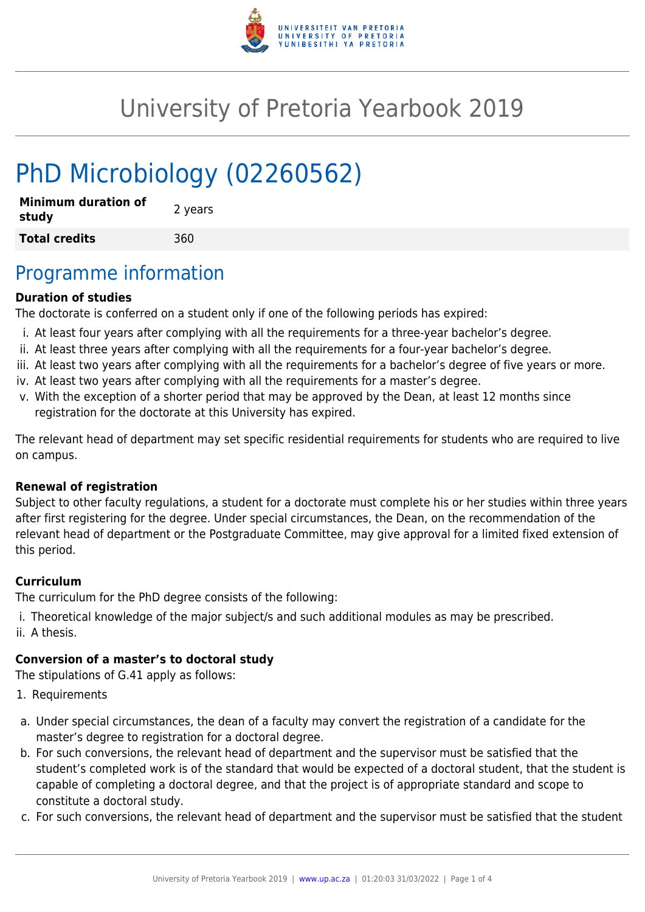# University of Pretoria Yearbook 2019

# PhD Microbiology (02260562)

| **Minimum duration of study** | 2 years |
|---|---|
| **Total credits** | 360 |

## Programme information

**Duration of studies**

The doctorate is conferred on a student only if one of the following periods has expired:

i. At least four years after complying with all the requirements for a three-year bachelor's degree.
ii. At least three years after complying with all the requirements for a four-year bachelor's degree.
iii. At least two years after complying with all the requirements for a bachelor's degree of five years or more.
iv. At least two years after complying with all the requirements for a master's degree.
v. With the exception of a shorter period that may be approved by the Dean, at least 12 months since registration for the doctorate at this University has expired.

The relevant head of department may set specific residential requirements for students who are required to live on campus.

**Renewal of registration**

Subject to other faculty regulations, a student for a doctorate must complete his or her studies within three years after first registering for the degree. Under special circumstances, the Dean, on the recommendation of the relevant head of department or the Postgraduate Committee, may give approval for a limited fixed extension of this period.

**Curriculum**

The curriculum for the PhD degree consists of the following:

i. Theoretical knowledge of the major subject/s and such additional modules as may be prescribed.
ii. A thesis.

**Conversion of a master's to doctoral study**

The stipulations of G.41 apply as follows:

1. Requirements

a. Under special circumstances, the dean of a faculty may convert the registration of a candidate for the master's degree to registration for a doctoral degree.
b. For such conversions, the relevant head of department and the supervisor must be satisfied that the student's completed work is of the standard that would be expected of a doctoral student, that the student is capable of completing a doctoral degree, and that the project is of appropriate standard and scope to constitute a doctoral study.
c. For such conversions, the relevant head of department and the supervisor must be satisfied that the student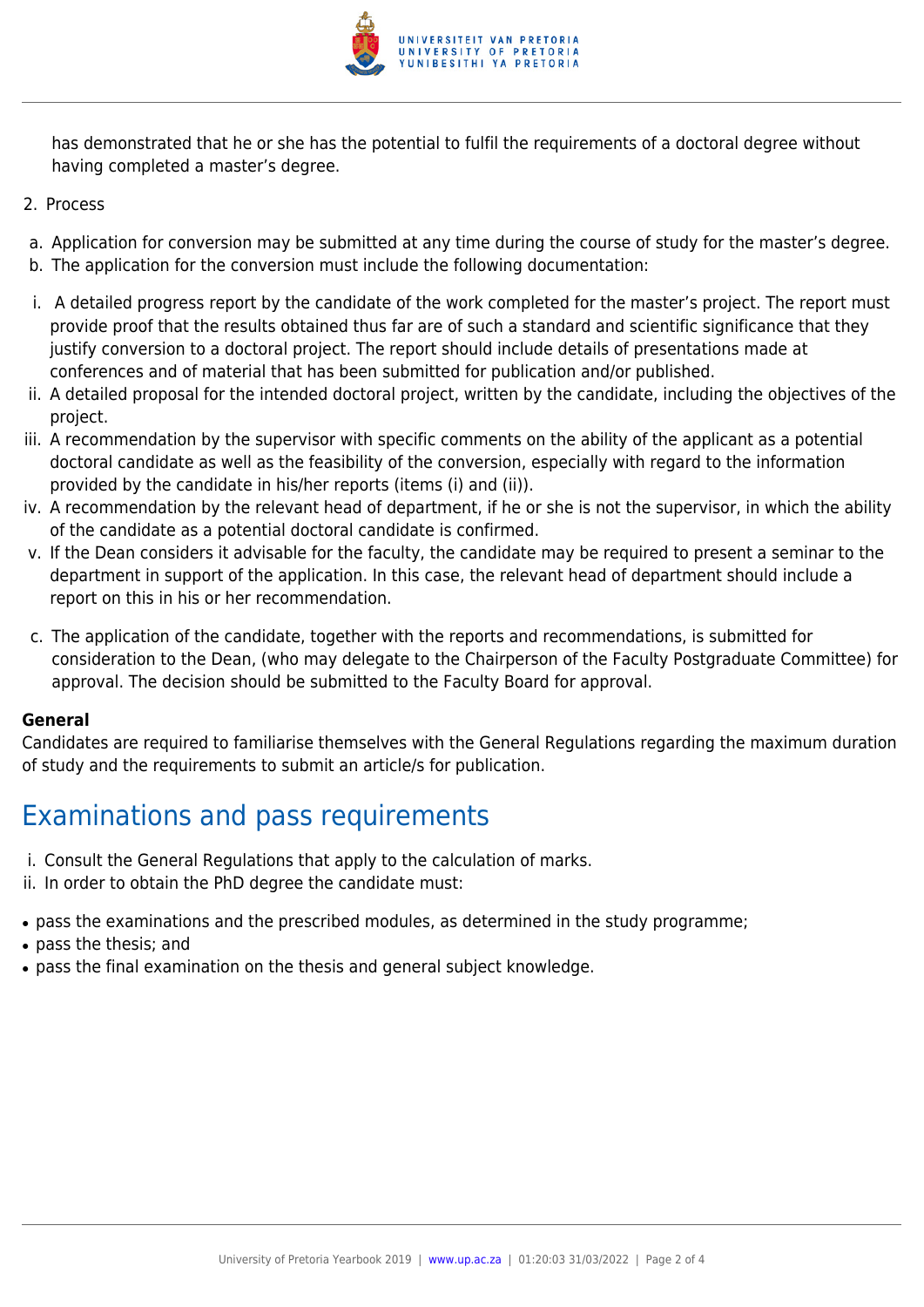has demonstrated that he or she has the potential to fulfil the requirements of a doctoral degree without having completed a master's degree.

2. Process

a. Application for conversion may be submitted at any time during the course of study for the master's degree.
b. The application for the conversion must include the following documentation:

i. A detailed progress report by the candidate of the work completed for the master's project. The report must provide proof that the results obtained thus far are of such a standard and scientific significance that they justify conversion to a doctoral project. The report should include details of presentations made at conferences and of material that has been submitted for publication and/or published.
ii. A detailed proposal for the intended doctoral project, written by the candidate, including the objectives of the project.
iii. A recommendation by the supervisor with specific comments on the ability of the applicant as a potential doctoral candidate as well as the feasibility of the conversion, especially with regard to the information provided by the candidate in his/her reports (items (i) and (ii)).
iv. A recommendation by the relevant head of department, if he or she is not the supervisor, in which the ability of the candidate as a potential doctoral candidate is confirmed.
v. If the Dean considers it advisable for the faculty, the candidate may be required to present a seminar to the department in support of the application. In this case, the relevant head of department should include a report on this in his or her recommendation.

c. The application of the candidate, together with the reports and recommendations, is submitted for consideration to the Dean, (who may delegate to the Chairperson of the Faculty Postgraduate Committee) for approval. The decision should be submitted to the Faculty Board for approval.

**General**
Candidates are required to familiarise themselves with the General Regulations regarding the maximum duration of study and the requirements to submit an article/s for publication.

# Examinations and pass requirements

i. Consult the General Regulations that apply to the calculation of marks.
ii. In order to obtain the PhD degree the candidate must:

- pass the examinations and the prescribed modules, as determined in the study programme;
- pass the thesis; and
- pass the final examination on the thesis and general subject knowledge.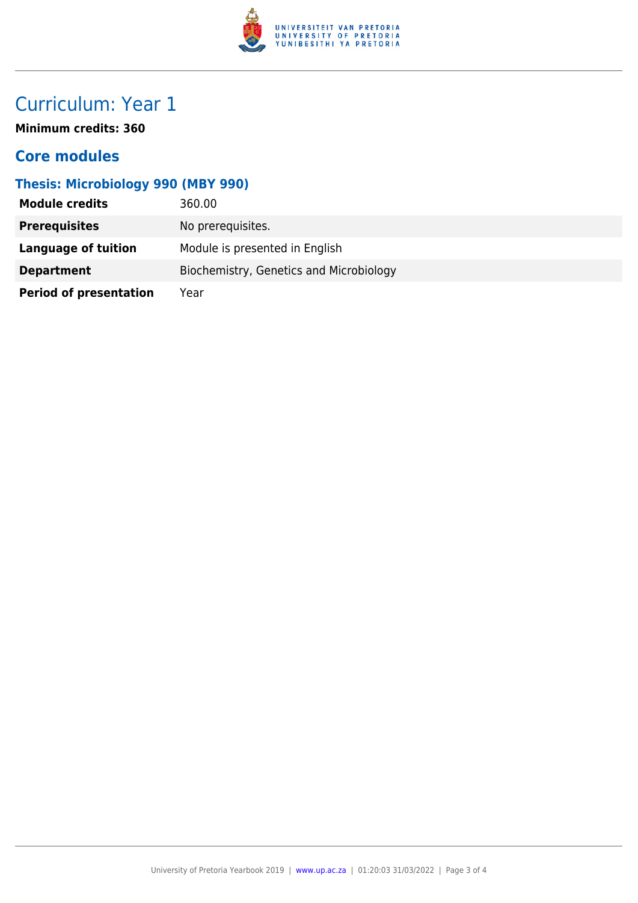# Curriculum: Year 1

**Minimum credits: 360**

## Core modules

### Thesis: Microbiology 990 (MBY 990)

| | |
|---|---|
| **Module credits** | 360.00 |
| **Prerequisites** | No prerequisites. |
| **Language of tuition** | Module is presented in English |
| **Department** | Biochemistry, Genetics and Microbiology |
| **Period of presentation** | Year |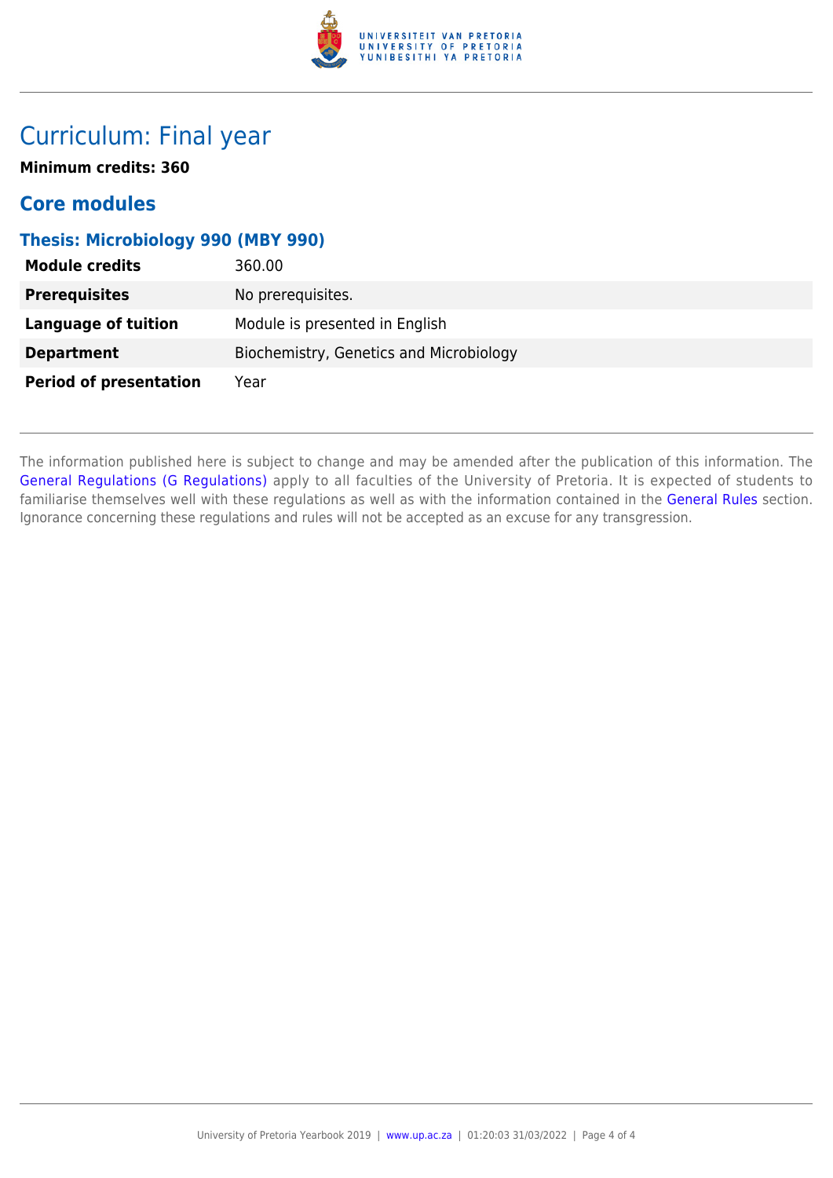# Curriculum: Final year

**Minimum credits: 360**

## Core modules

### Thesis: Microbiology 990 (MBY 990)

| | |
|---|---|
| **Module credits** | 360.00 |
| **Prerequisites** | No prerequisites. |
| **Language of tuition** | Module is presented in English |
| **Department** | Biochemistry, Genetics and Microbiology |
| **Period of presentation** | Year |

The information published here is subject to change and may be amended after the publication of this information. The General Regulations (G Regulations) apply to all faculties of the University of Pretoria. It is expected of students to familiarise themselves well with these regulations as well as with the information contained in the General Rules section. Ignorance concerning these regulations and rules will not be accepted as an excuse for any transgression.